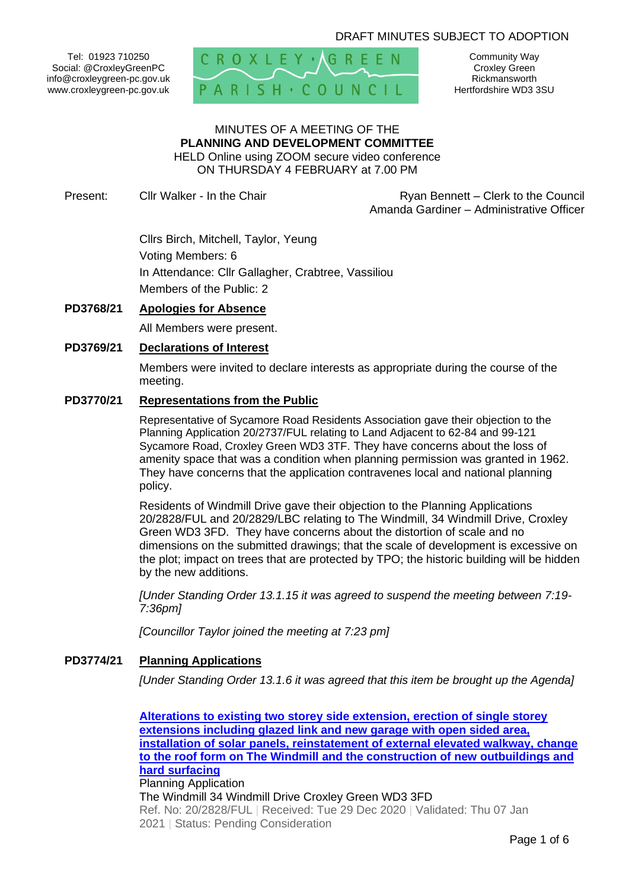DRAFT MINUTES SUBJECT TO ADOPTION

Tel: 01923 710250
Social: @CroxleyGreenPC
info@croxleygreen-pc.gov.uk
www.croxleygreen-pc.gov.uk

CROXLEY GREEN PARISH COUNCIL

Community Way
Croxley Green
Rickmansworth
Hertfordshire WD3 3SU

MINUTES OF A MEETING OF THE
**PLANNING AND DEVELOPMENT COMMITTEE**
HELD Online using ZOOM secure video conference
ON THURSDAY 4 FEBRUARY at 7.00 PM

Present: Cllr Walker - In the Chair

Ryan Bennett – Clerk to the Council
Amanda Gardiner – Administrative Officer

Cllrs Birch, Mitchell, Taylor, Yeung
Voting Members: 6
In Attendance: Cllr Gallagher, Crabtree, Vassiliou
Members of the Public: 2

**PD3768/21 Apologies for Absence**

All Members were present.

**PD3769/21 Declarations of Interest**

Members were invited to declare interests as appropriate during the course of the meeting.

**PD3770/21 Representations from the Public**

Representative of Sycamore Road Residents Association gave their objection to the Planning Application 20/2737/FUL relating to Land Adjacent to 62-84 and 99-121 Sycamore Road, Croxley Green WD3 3TF. They have concerns about the loss of amenity space that was a condition when planning permission was granted in 1962. They have concerns that the application contravenes local and national planning policy.

Residents of Windmill Drive gave their objection to the Planning Applications 20/2828/FUL and 20/2829/LBC relating to The Windmill, 34 Windmill Drive, Croxley Green WD3 3FD. They have concerns about the distortion of scale and no dimensions on the submitted drawings; that the scale of development is excessive on the plot; impact on trees that are protected by TPO; the historic building will be hidden by the new additions.

*[Under Standing Order 13.1.15 it was agreed to suspend the meeting between 7:19-7:36pm]*

*[Councillor Taylor joined the meeting at 7:23 pm]*

**PD3774/21 Planning Applications**

*[Under Standing Order 13.1.6 it was agreed that this item be brought up the Agenda]*

**Alterations to existing two storey side extension, erection of single storey extensions including glazed link and new garage with open sided area, installation of solar panels, reinstatement of external elevated walkway, change to the roof form on The Windmill and the construction of new outbuildings and hard surfacing**
Planning Application
The Windmill 34 Windmill Drive Croxley Green WD3 3FD
Ref. No: 20/2828/FUL | Received: Tue 29 Dec 2020 | Validated: Thu 07 Jan 2021 | Status: Pending Consideration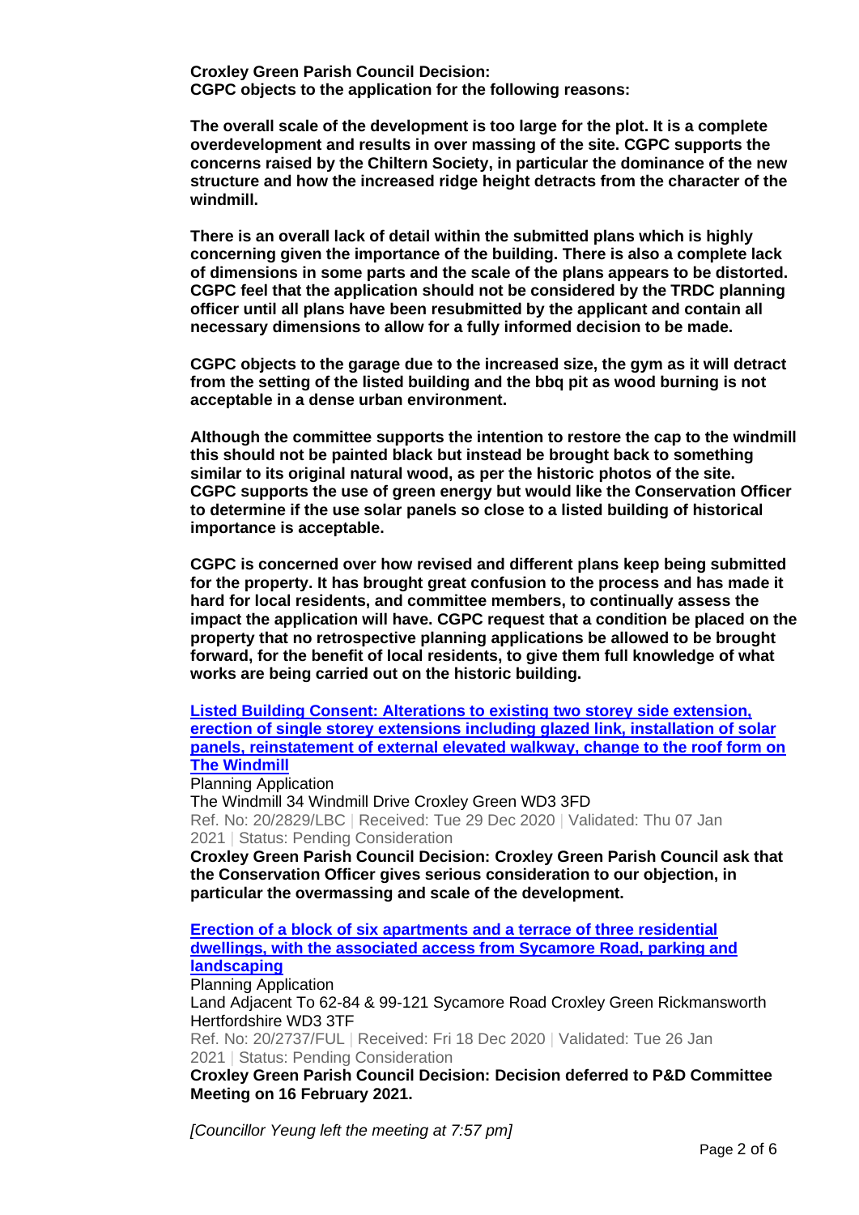**Croxley Green Parish Council Decision:**
**CGPC objects to the application for the following reasons:**

**The overall scale of the development is too large for the plot. It is a complete overdevelopment and results in over massing of the site. CGPC supports the concerns raised by the Chiltern Society, in particular the dominance of the new structure and how the increased ridge height detracts from the character of the windmill.**

**There is an overall lack of detail within the submitted plans which is highly concerning given the importance of the building. There is also a complete lack of dimensions in some parts and the scale of the plans appears to be distorted. CGPC feel that the application should not be considered by the TRDC planning officer until all plans have been resubmitted by the applicant and contain all necessary dimensions to allow for a fully informed decision to be made.**

**CGPC objects to the garage due to the increased size, the gym as it will detract from the setting of the listed building and the bbq pit as wood burning is not acceptable in a dense urban environment.**

**Although the committee supports the intention to restore the cap to the windmill this should not be painted black but instead be brought back to something similar to its original natural wood, as per the historic photos of the site. CGPC supports the use of green energy but would like the Conservation Officer to determine if the use solar panels so close to a listed building of historical importance is acceptable.**

**CGPC is concerned over how revised and different plans keep being submitted for the property. It has brought great confusion to the process and has made it hard for local residents, and committee members, to continually assess the impact the application will have. CGPC request that a condition be placed on the property that no retrospective planning applications be allowed to be brought forward, for the benefit of local residents, to give them full knowledge of what works are being carried out on the historic building.**

**Listed Building Consent: Alterations to existing two storey side extension, erection of single storey extensions including glazed link, installation of solar panels, reinstatement of external elevated walkway, change to the roof form on The Windmill**

Planning Application
The Windmill 34 Windmill Drive Croxley Green WD3 3FD
Ref. No: 20/2829/LBC | Received: Tue 29 Dec 2020 | Validated: Thu 07 Jan 2021 | Status: Pending Consideration

**Croxley Green Parish Council Decision: Croxley Green Parish Council ask that the Conservation Officer gives serious consideration to our objection, in particular the overmassing and scale of the development.**

**Erection of a block of six apartments and a terrace of three residential dwellings, with the associated access from Sycamore Road, parking and landscaping**

Planning Application
Land Adjacent To 62-84 & 99-121 Sycamore Road Croxley Green Rickmansworth Hertfordshire WD3 3TF
Ref. No: 20/2737/FUL | Received: Fri 18 Dec 2020 | Validated: Tue 26 Jan 2021 | Status: Pending Consideration

**Croxley Green Parish Council Decision: Decision deferred to P&D Committee Meeting on 16 February 2021.**

*[Councillor Yeung left the meeting at 7:57 pm]*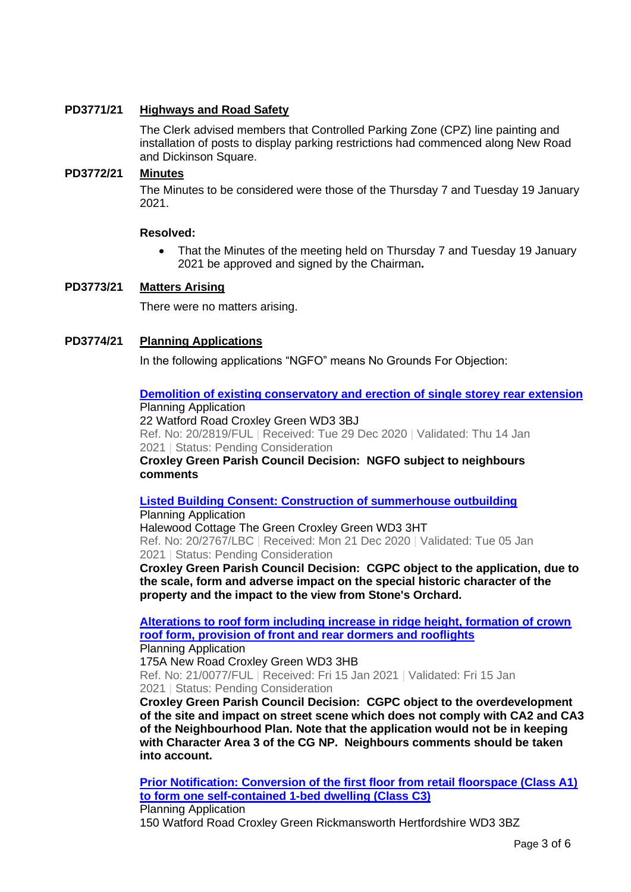**PD3771/21 Highways and Road Safety**

The Clerk advised members that Controlled Parking Zone (CPZ) line painting and installation of posts to display parking restrictions had commenced along New Road and Dickinson Square.

**PD3772/21 Minutes**

The Minutes to be considered were those of the Thursday 7 and Tuesday 19 January 2021.

**Resolved:**

- That the Minutes of the meeting held on Thursday 7 and Tuesday 19 January 2021 be approved and signed by the Chairman**.**

**PD3773/21 Matters Arising**

There were no matters arising.

**PD3774/21 Planning Applications**

In the following applications "NGFO" means No Grounds For Objection:

**Demolition of existing conservatory and erection of single storey rear extension**
Planning Application
22 Watford Road Croxley Green WD3 3BJ
Ref. No: 20/2819/FUL | Received: Tue 29 Dec 2020 | Validated: Thu 14 Jan 2021 | Status: Pending Consideration
**Croxley Green Parish Council Decision: NGFO subject to neighbours comments**

**Listed Building Consent: Construction of summerhouse outbuilding**
Planning Application
Halewood Cottage The Green Croxley Green WD3 3HT
Ref. No: 20/2767/LBC | Received: Mon 21 Dec 2020 | Validated: Tue 05 Jan 2021 | Status: Pending Consideration
**Croxley Green Parish Council Decision: CGPC object to the application, due to the scale, form and adverse impact on the special historic character of the property and the impact to the view from Stone's Orchard.**

**Alterations to roof form including increase in ridge height, formation of crown roof form, provision of front and rear dormers and rooflights**
Planning Application
175A New Road Croxley Green WD3 3HB
Ref. No: 21/0077/FUL | Received: Fri 15 Jan 2021 | Validated: Fri 15 Jan 2021 | Status: Pending Consideration
**Croxley Green Parish Council Decision: CGPC object to the overdevelopment of the site and impact on street scene which does not comply with CA2 and CA3 of the Neighbourhood Plan. Note that the application would not be in keeping with Character Area 3 of the CG NP. Neighbours comments should be taken into account.**

**Prior Notification: Conversion of the first floor from retail floorspace (Class A1) to form one self-contained 1-bed dwelling (Class C3)**
Planning Application
150 Watford Road Croxley Green Rickmansworth Hertfordshire WD3 3BZ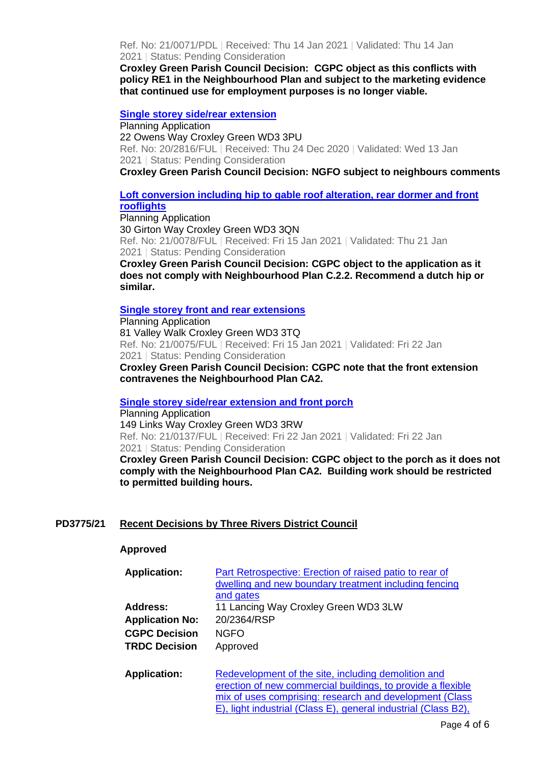Ref. No: 21/0071/PDL | Received: Thu 14 Jan 2021 | Validated: Thu 14 Jan 2021 | Status: Pending Consideration

**Croxley Green Parish Council Decision: CGPC object as this conflicts with policy RE1 in the Neighbourhood Plan and subject to the marketing evidence that continued use for employment purposes is no longer viable.**

**Single storey side/rear extension**

Planning Application

22 Owens Way Croxley Green WD3 3PU

Ref. No: 20/2816/FUL | Received: Thu 24 Dec 2020 | Validated: Wed 13 Jan 2021 | Status: Pending Consideration

**Croxley Green Parish Council Decision: NGFO subject to neighbours comments**

**Loft conversion including hip to gable roof alteration, rear dormer and front rooflights**

Planning Application

30 Girton Way Croxley Green WD3 3QN

Ref. No: 21/0078/FUL | Received: Fri 15 Jan 2021 | Validated: Thu 21 Jan 2021 | Status: Pending Consideration

**Croxley Green Parish Council Decision: CGPC object to the application as it does not comply with Neighbourhood Plan C.2.2. Recommend a dutch hip or similar.**

**Single storey front and rear extensions**

Planning Application

81 Valley Walk Croxley Green WD3 3TQ

Ref. No: 21/0075/FUL | Received: Fri 15 Jan 2021 | Validated: Fri 22 Jan 2021 | Status: Pending Consideration

**Croxley Green Parish Council Decision: CGPC note that the front extension contravenes the Neighbourhood Plan CA2.**

**Single storey side/rear extension and front porch**

Planning Application

149 Links Way Croxley Green WD3 3RW

Ref. No: 21/0137/FUL | Received: Fri 22 Jan 2021 | Validated: Fri 22 Jan 2021 | Status: Pending Consideration

**Croxley Green Parish Council Decision: CGPC object to the porch as it does not comply with the Neighbourhood Plan CA2. Building work should be restricted to permitted building hours.**

## PD3775/21 Recent Decisions by Three Rivers District Council

**Approved**

| | |
|---|---|
| **Application:** | Part Retrospective: Erection of raised patio to rear of dwelling and new boundary treatment including fencing and gates |
| **Address:** | 11 Lancing Way Croxley Green WD3 3LW |
| **Application No:** | 20/2364/RSP |
| **CGPC Decision** | NGFO |
| **TRDC Decision** | Approved |

| | |
|---|---|
| **Application:** | Redevelopment of the site, including demolition and erection of new commercial buildings, to provide a flexible mix of uses comprising: research and development (Class E), light industrial (Class E), general industrial (Class B2), |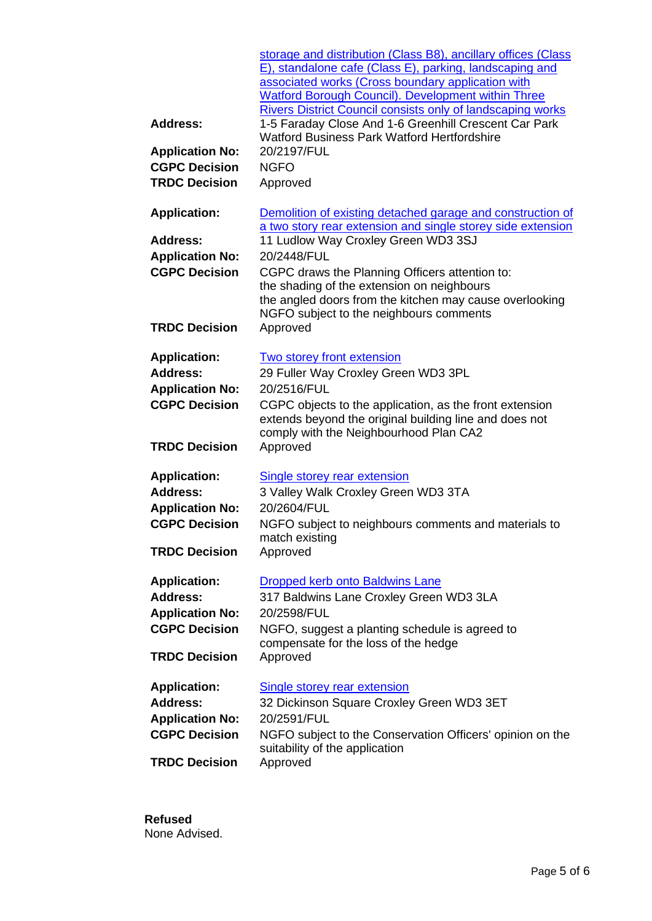| | |
|---|---|
| | storage and distribution (Class B8), ancillary offices (Class E), standalone cafe (Class E), parking, landscaping and associated works (Cross boundary application with Watford Borough Council). Development within Three Rivers District Council consists only of landscaping works |
| **Address:** | 1-5 Faraday Close And 1-6 Greenhill Crescent Car Park Watford Business Park Watford Hertfordshire |
| **Application No:** | 20/2197/FUL |
| **CGPC Decision** | NGFO |
| **TRDC Decision** | Approved |

| | |
|---|---|
| **Application:** | Demolition of existing detached garage and construction of a two story rear extension and single storey side extension |
| **Address:** | 11 Ludlow Way Croxley Green WD3 3SJ |
| **Application No:** | 20/2448/FUL |
| **CGPC Decision** | CGPC draws the Planning Officers attention to:<br>the shading of the extension on neighbours<br>the angled doors from the kitchen may cause overlooking<br>NGFO subject to the neighbours comments |
| **TRDC Decision** | Approved |

| | |
|---|---|
| **Application:** | Two storey front extension |
| **Address:** | 29 Fuller Way Croxley Green WD3 3PL |
| **Application No:** | 20/2516/FUL |
| **CGPC Decision** | CGPC objects to the application, as the front extension extends beyond the original building line and does not comply with the Neighbourhood Plan CA2 |
| **TRDC Decision** | Approved |

| | |
|---|---|
| **Application:** | Single storey rear extension |
| **Address:** | 3 Valley Walk Croxley Green WD3 3TA |
| **Application No:** | 20/2604/FUL |
| **CGPC Decision** | NGFO subject to neighbours comments and materials to match existing |
| **TRDC Decision** | Approved |

| | |
|---|---|
| **Application:** | Dropped kerb onto Baldwins Lane |
| **Address:** | 317 Baldwins Lane Croxley Green WD3 3LA |
| **Application No:** | 20/2598/FUL |
| **CGPC Decision** | NGFO, suggest a planting schedule is agreed to compensate for the loss of the hedge |
| **TRDC Decision** | Approved |

| | |
|---|---|
| **Application:** | Single storey rear extension |
| **Address:** | 32 Dickinson Square Croxley Green WD3 3ET |
| **Application No:** | 20/2591/FUL |
| **CGPC Decision** | NGFO subject to the Conservation Officers' opinion on the suitability of the application |
| **TRDC Decision** | Approved |

**Refused**
None Advised.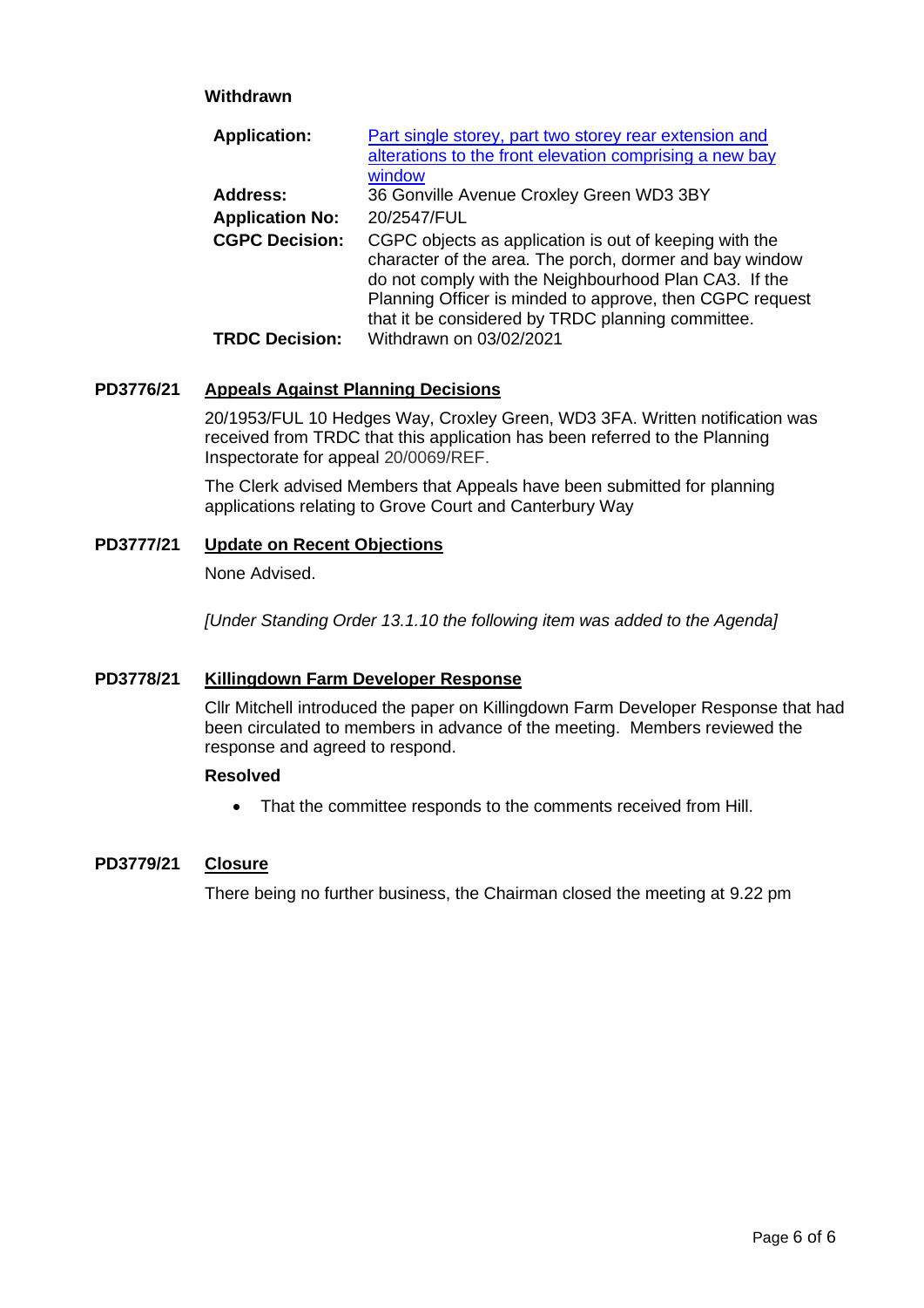**Withdrawn**

| | |
|---|---|
| **Application:** | Part single storey, part two storey rear extension and alterations to the front elevation comprising a new bay window |
| **Address:** | 36 Gonville Avenue Croxley Green WD3 3BY |
| **Application No:** | 20/2547/FUL |
| **CGPC Decision:** | CGPC objects as application is out of keeping with the character of the area. The porch, dormer and bay window do not comply with the Neighbourhood Plan CA3. If the Planning Officer is minded to approve, then CGPC request that it be considered by TRDC planning committee. |
| **TRDC Decision:** | Withdrawn on 03/02/2021 |

**PD3776/21 Appeals Against Planning Decisions**

20/1953/FUL 10 Hedges Way, Croxley Green, WD3 3FA. Written notification was received from TRDC that this application has been referred to the Planning Inspectorate for appeal 20/0069/REF.

The Clerk advised Members that Appeals have been submitted for planning applications relating to Grove Court and Canterbury Way

**PD3777/21 Update on Recent Objections**

None Advised.

*[Under Standing Order 13.1.10 the following item was added to the Agenda]*

**PD3778/21 Killingdown Farm Developer Response**

Cllr Mitchell introduced the paper on Killingdown Farm Developer Response that had been circulated to members in advance of the meeting. Members reviewed the response and agreed to respond.

**Resolved**

- That the committee responds to the comments received from Hill.

**PD3779/21 Closure**

There being no further business, the Chairman closed the meeting at 9.22 pm